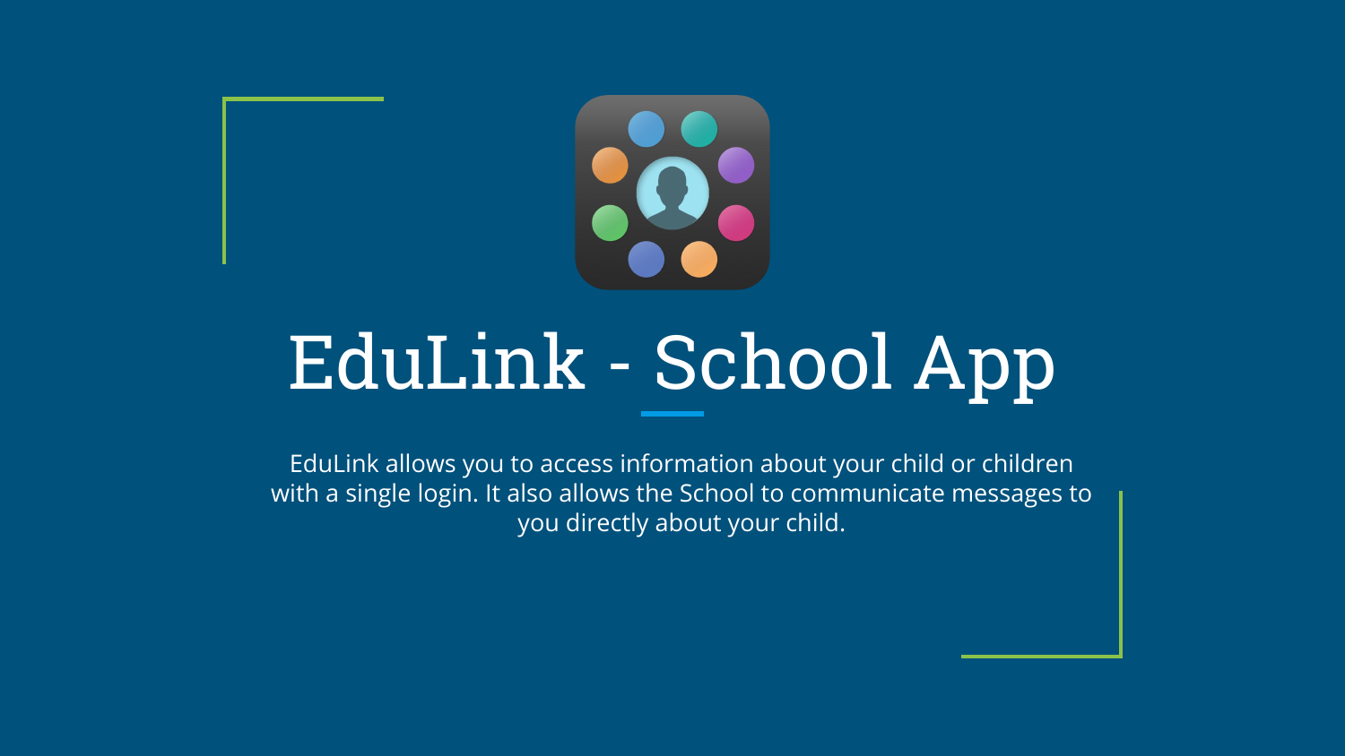# EduLink - School App

EduLink allows you to access information about your child or children with a single login. It also allows the School to communicate messages to you directly about your child.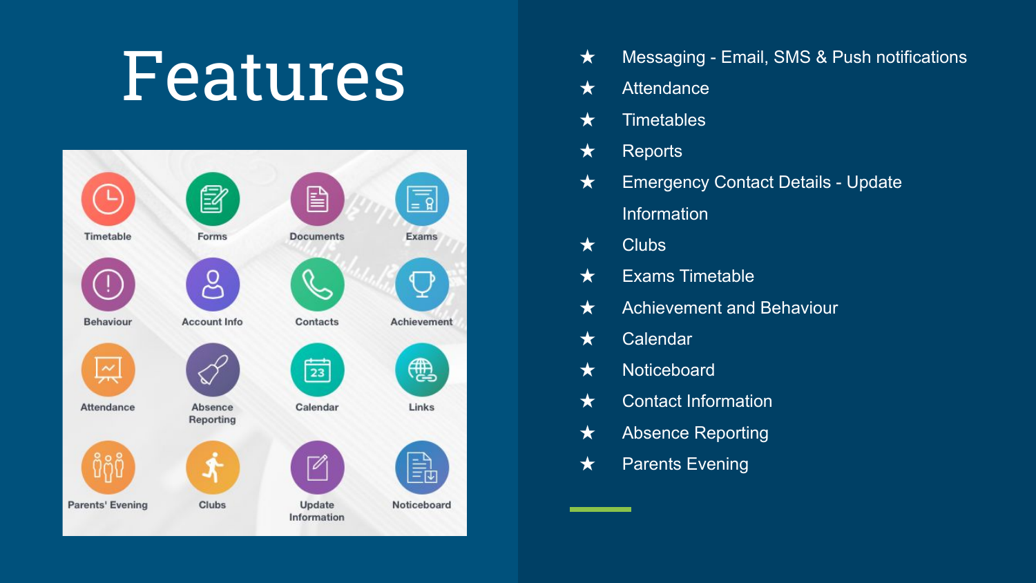# Features

- Messaging - Email, SMS & Push notifications
- Attendance
- Timetables
- Reports
- Emergency Contact Details - Update Information
- Clubs
- Exams Timetable
- Achievement and Behaviour
- Calendar
- Noticeboard
- Contact Information
- Absence Reporting
- Parents Evening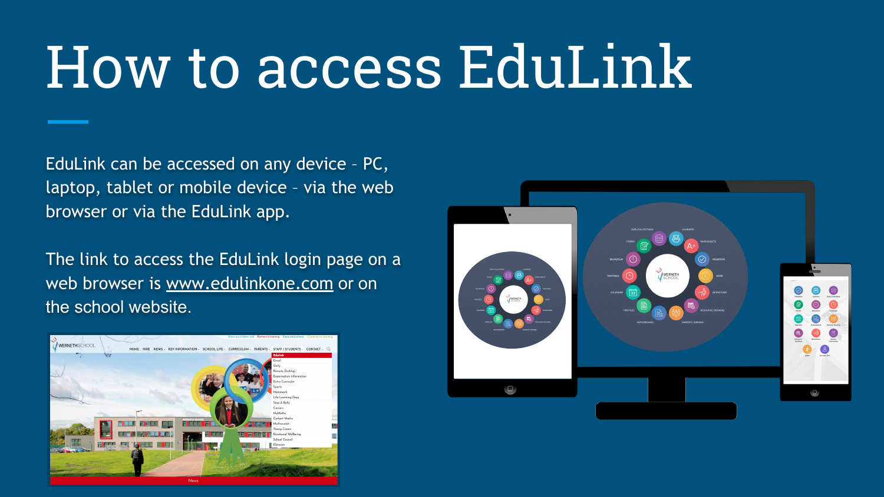# How to access EduLink

EduLink can be accessed on any device – PC, laptop, tablet or mobile device – via the web browser or via the EduLink app.

The link to access the EduLink login page on a web browser is www.edulinkone.com or on the school website.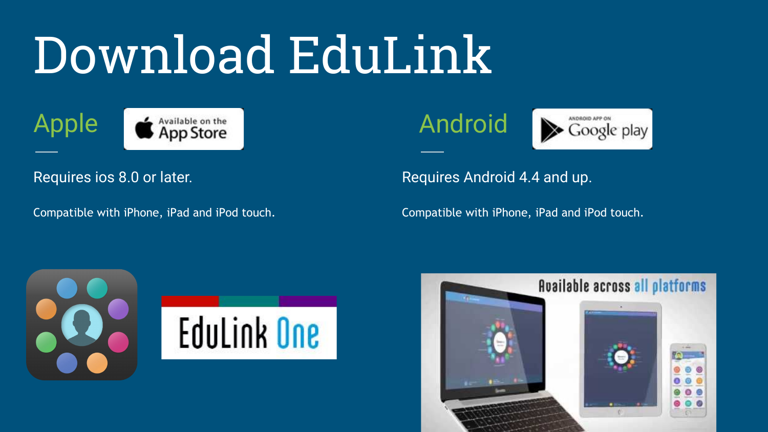# Download EduLink

## Apple

Requires ios 8.0 or later.

Compatible with iPhone, iPad and iPod touch.

## Android

Requires Android 4.4 and up.

Compatible with iPhone, iPad and iPod touch.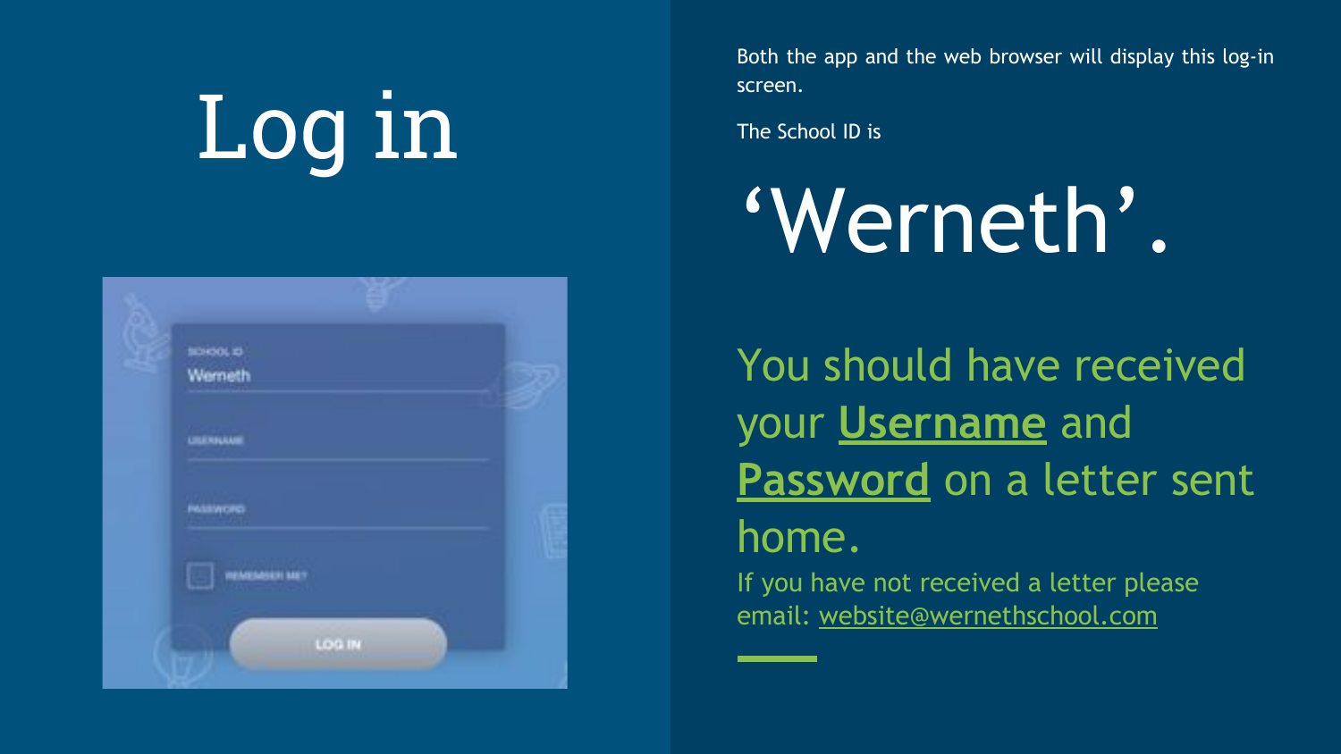# Log in

Both the app and the web browser will display this log-in screen.

The School ID is

## ‘Werneth’.

You should have received your **Username** and **Password** on a letter sent home.

If you have not received a letter please email: website@wernethschool.com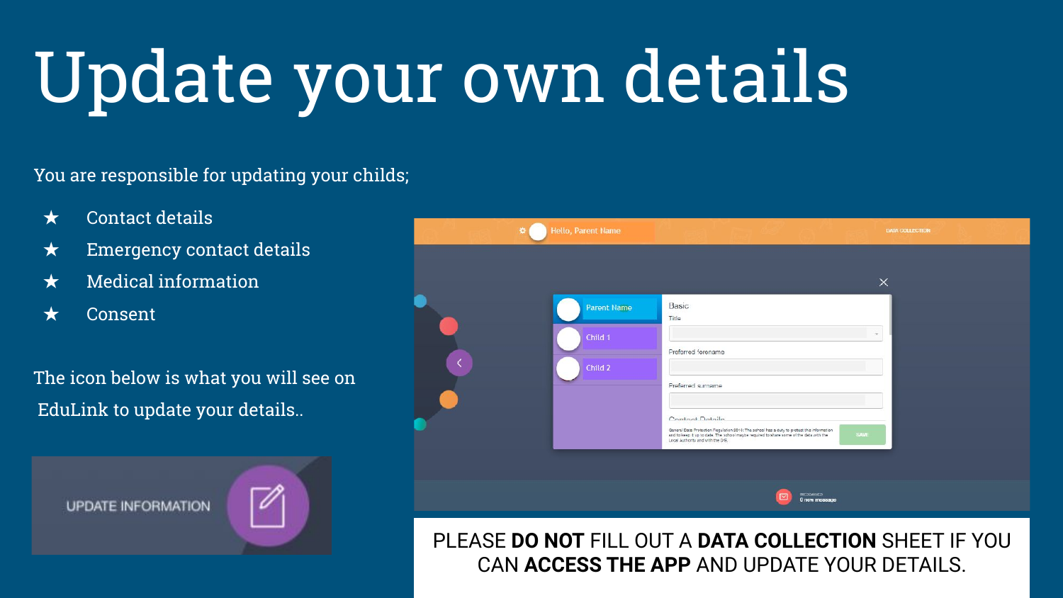# Update your own details

You are responsible for updating your childs;

- ★ Contact details
- ★ Emergency contact details
- ★ Medical information
- ★ Consent

The icon below is what you will see on EduLink to update your details..

UPDATE INFORMATION

PLEASE **DO NOT** FILL OUT A **DATA COLLECTION** SHEET IF YOU CAN **ACCESS THE APP** AND UPDATE YOUR DETAILS.